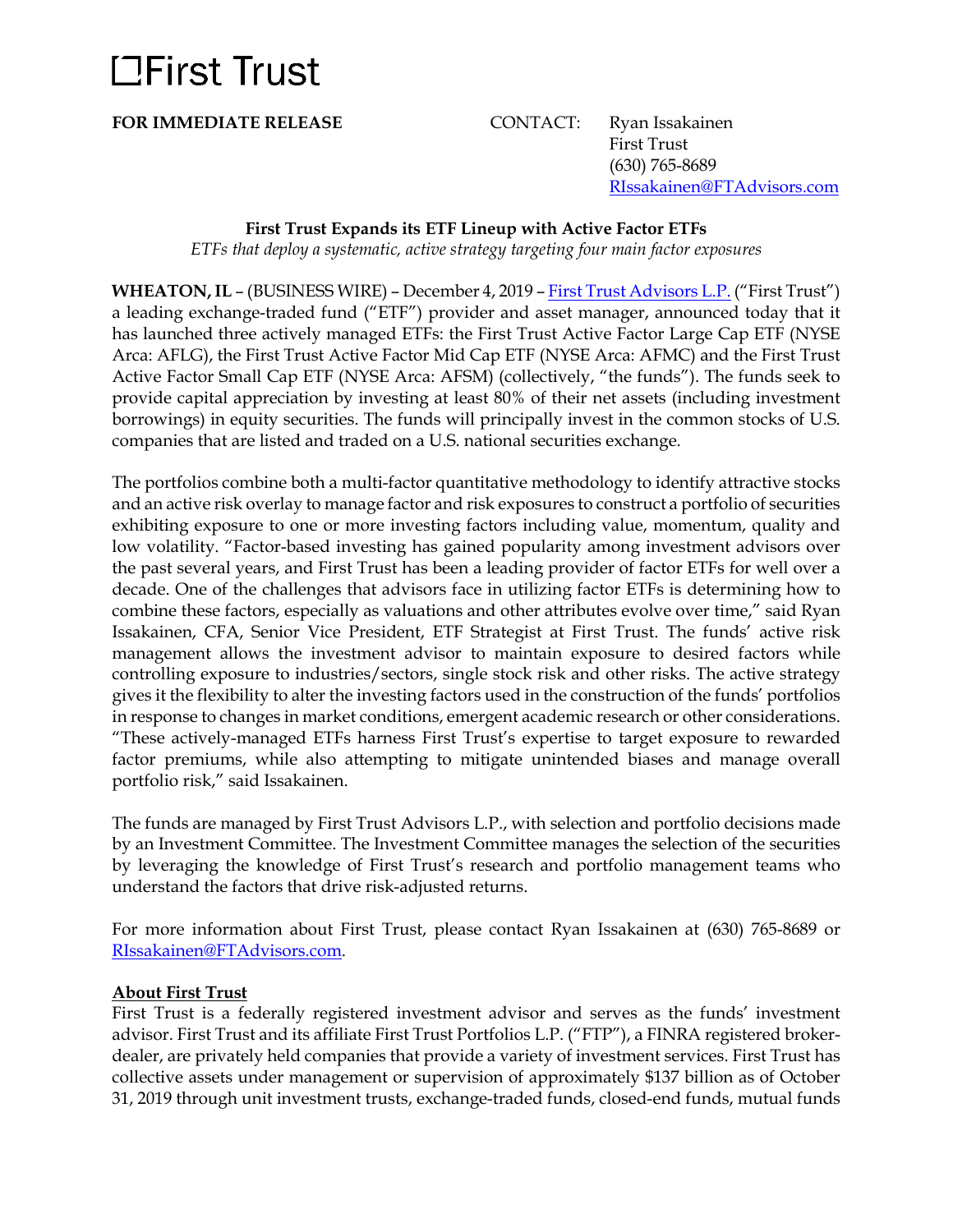# First Trust

**FOR IMMEDIATE RELEASE**

CONTACT: Ryan Issakainen
First Trust
(630) 765-8689
RIssakainen@FTAdvisors.com

**First Trust Expands its ETF Lineup with Active Factor ETFs**

*ETFs that deploy a systematic, active strategy targeting four main factor exposures*

**WHEATON, IL** – (BUSINESS WIRE) – December 4, 2019 – First Trust Advisors L.P. ("First Trust") a leading exchange-traded fund ("ETF") provider and asset manager, announced today that it has launched three actively managed ETFs: the First Trust Active Factor Large Cap ETF (NYSE Arca: AFLG), the First Trust Active Factor Mid Cap ETF (NYSE Arca: AFMC) and the First Trust Active Factor Small Cap ETF (NYSE Arca: AFSM) (collectively, "the funds"). The funds seek to provide capital appreciation by investing at least 80% of their net assets (including investment borrowings) in equity securities. The funds will principally invest in the common stocks of U.S. companies that are listed and traded on a U.S. national securities exchange.

The portfolios combine both a multi-factor quantitative methodology to identify attractive stocks and an active risk overlay to manage factor and risk exposures to construct a portfolio of securities exhibiting exposure to one or more investing factors including value, momentum, quality and low volatility. "Factor-based investing has gained popularity among investment advisors over the past several years, and First Trust has been a leading provider of factor ETFs for well over a decade. One of the challenges that advisors face in utilizing factor ETFs is determining how to combine these factors, especially as valuations and other attributes evolve over time," said Ryan Issakainen, CFA, Senior Vice President, ETF Strategist at First Trust. The funds' active risk management allows the investment advisor to maintain exposure to desired factors while controlling exposure to industries/sectors, single stock risk and other risks. The active strategy gives it the flexibility to alter the investing factors used in the construction of the funds' portfolios in response to changes in market conditions, emergent academic research or other considerations. "These actively-managed ETFs harness First Trust's expertise to target exposure to rewarded factor premiums, while also attempting to mitigate unintended biases and manage overall portfolio risk," said Issakainen.

The funds are managed by First Trust Advisors L.P., with selection and portfolio decisions made by an Investment Committee. The Investment Committee manages the selection of the securities by leveraging the knowledge of First Trust's research and portfolio management teams who understand the factors that drive risk-adjusted returns.

For more information about First Trust, please contact Ryan Issakainen at (630) 765-8689 or RIssakainen@FTAdvisors.com.

**About First Trust**

First Trust is a federally registered investment advisor and serves as the funds' investment advisor. First Trust and its affiliate First Trust Portfolios L.P. ("FTP"), a FINRA registered broker-dealer, are privately held companies that provide a variety of investment services. First Trust has collective assets under management or supervision of approximately $137 billion as of October 31, 2019 through unit investment trusts, exchange-traded funds, closed-end funds, mutual funds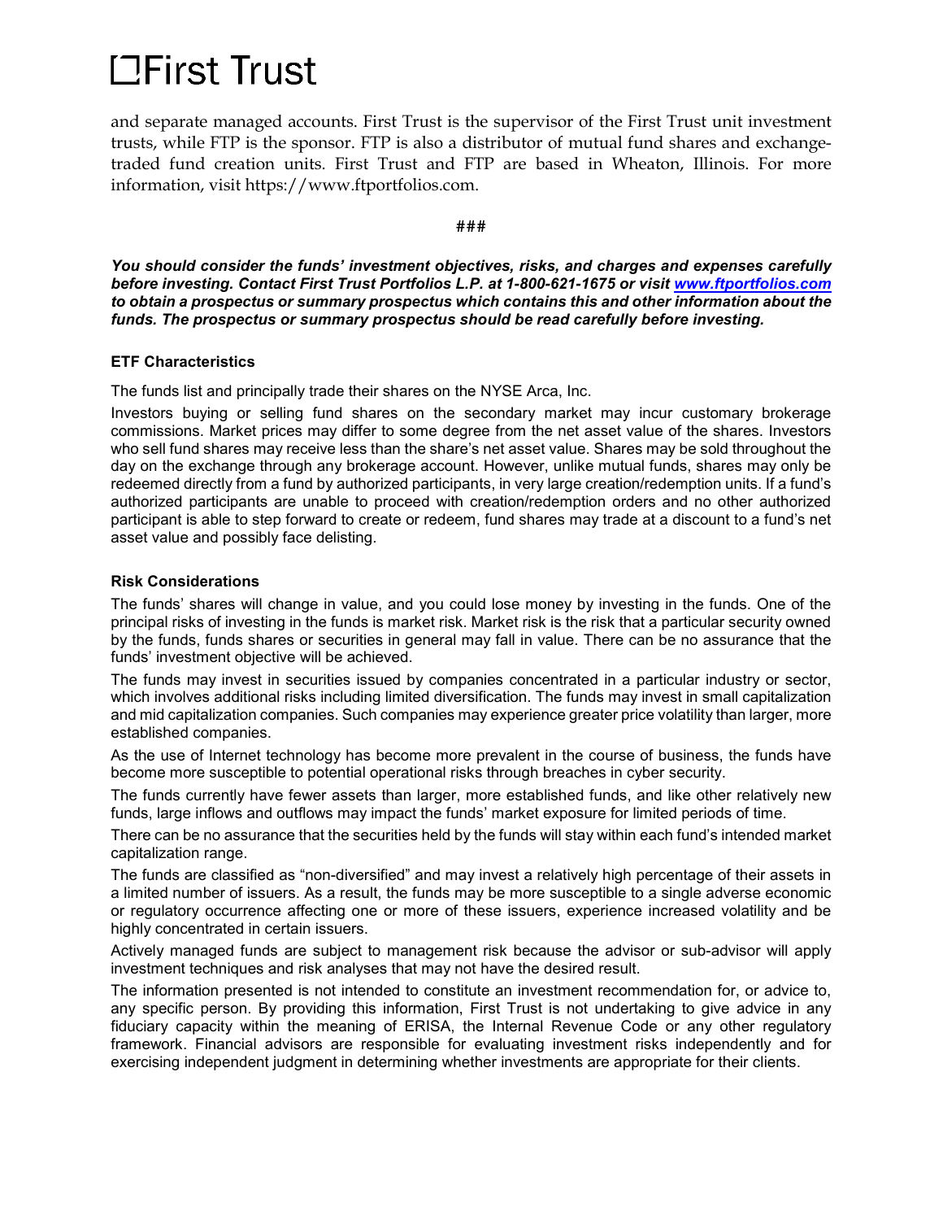and separate managed accounts. First Trust is the supervisor of the First Trust unit investment trusts, while FTP is the sponsor. FTP is also a distributor of mutual fund shares and exchange-traded fund creation units. First Trust and FTP are based in Wheaton, Illinois. For more information, visit https://www.ftportfolios.com.

###

***You should consider the funds' investment objectives, risks, and charges and expenses carefully before investing. Contact First Trust Portfolios L.P. at 1-800-621-1675 or visit [www.ftportfolios.com](www.ftportfolios.com) to obtain a prospectus or summary prospectus which contains this and other information about the funds. The prospectus or summary prospectus should be read carefully before investing.***

**ETF Characteristics**

The funds list and principally trade their shares on the NYSE Arca, Inc.

Investors buying or selling fund shares on the secondary market may incur customary brokerage commissions. Market prices may differ to some degree from the net asset value of the shares. Investors who sell fund shares may receive less than the share's net asset value. Shares may be sold throughout the day on the exchange through any brokerage account. However, unlike mutual funds, shares may only be redeemed directly from a fund by authorized participants, in very large creation/redemption units. If a fund's authorized participants are unable to proceed with creation/redemption orders and no other authorized participant is able to step forward to create or redeem, fund shares may trade at a discount to a fund's net asset value and possibly face delisting.

**Risk Considerations**

The funds' shares will change in value, and you could lose money by investing in the funds. One of the principal risks of investing in the funds is market risk. Market risk is the risk that a particular security owned by the funds, funds shares or securities in general may fall in value. There can be no assurance that the funds' investment objective will be achieved.

The funds may invest in securities issued by companies concentrated in a particular industry or sector, which involves additional risks including limited diversification. The funds may invest in small capitalization and mid capitalization companies. Such companies may experience greater price volatility than larger, more established companies.

As the use of Internet technology has become more prevalent in the course of business, the funds have become more susceptible to potential operational risks through breaches in cyber security.

The funds currently have fewer assets than larger, more established funds, and like other relatively new funds, large inflows and outflows may impact the funds' market exposure for limited periods of time.

There can be no assurance that the securities held by the funds will stay within each fund's intended market capitalization range.

The funds are classified as "non-diversified" and may invest a relatively high percentage of their assets in a limited number of issuers. As a result, the funds may be more susceptible to a single adverse economic or regulatory occurrence affecting one or more of these issuers, experience increased volatility and be highly concentrated in certain issuers.

Actively managed funds are subject to management risk because the advisor or sub-advisor will apply investment techniques and risk analyses that may not have the desired result.

The information presented is not intended to constitute an investment recommendation for, or advice to, any specific person. By providing this information, First Trust is not undertaking to give advice in any fiduciary capacity within the meaning of ERISA, the Internal Revenue Code or any other regulatory framework. Financial advisors are responsible for evaluating investment risks independently and for exercising independent judgment in determining whether investments are appropriate for their clients.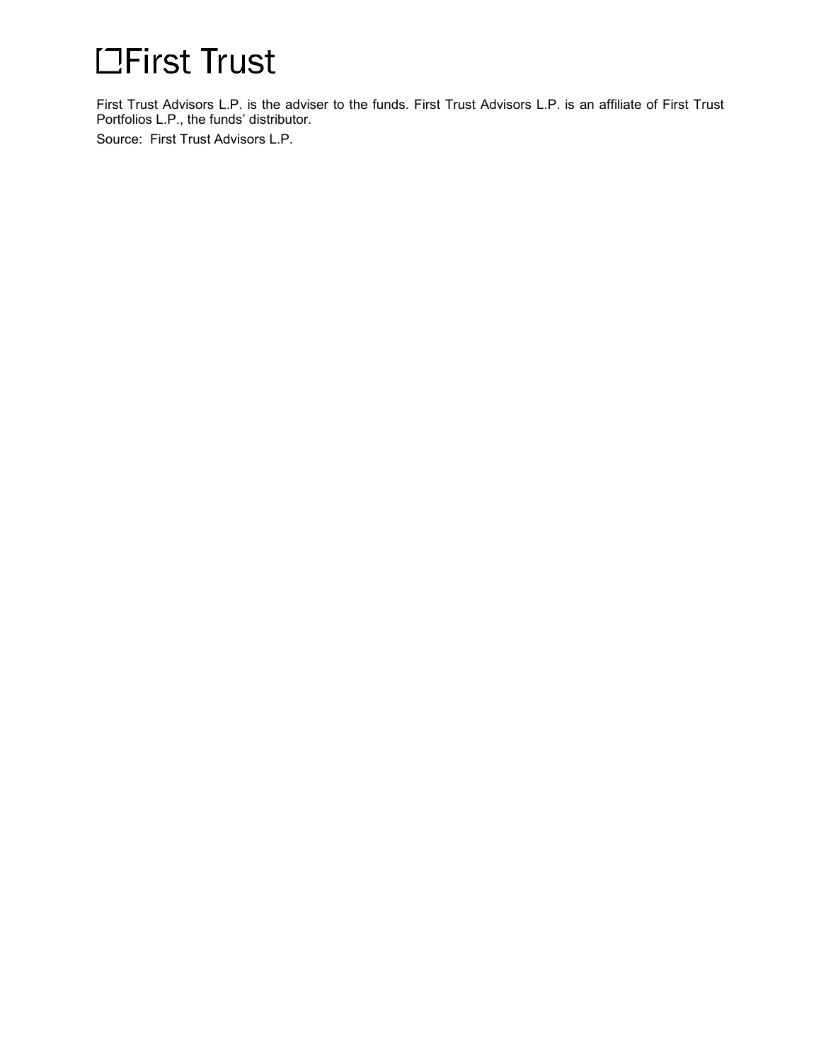First Trust

First Trust Advisors L.P. is the adviser to the funds. First Trust Advisors L.P. is an affiliate of First Trust Portfolios L.P., the funds' distributor.

Source: First Trust Advisors L.P.